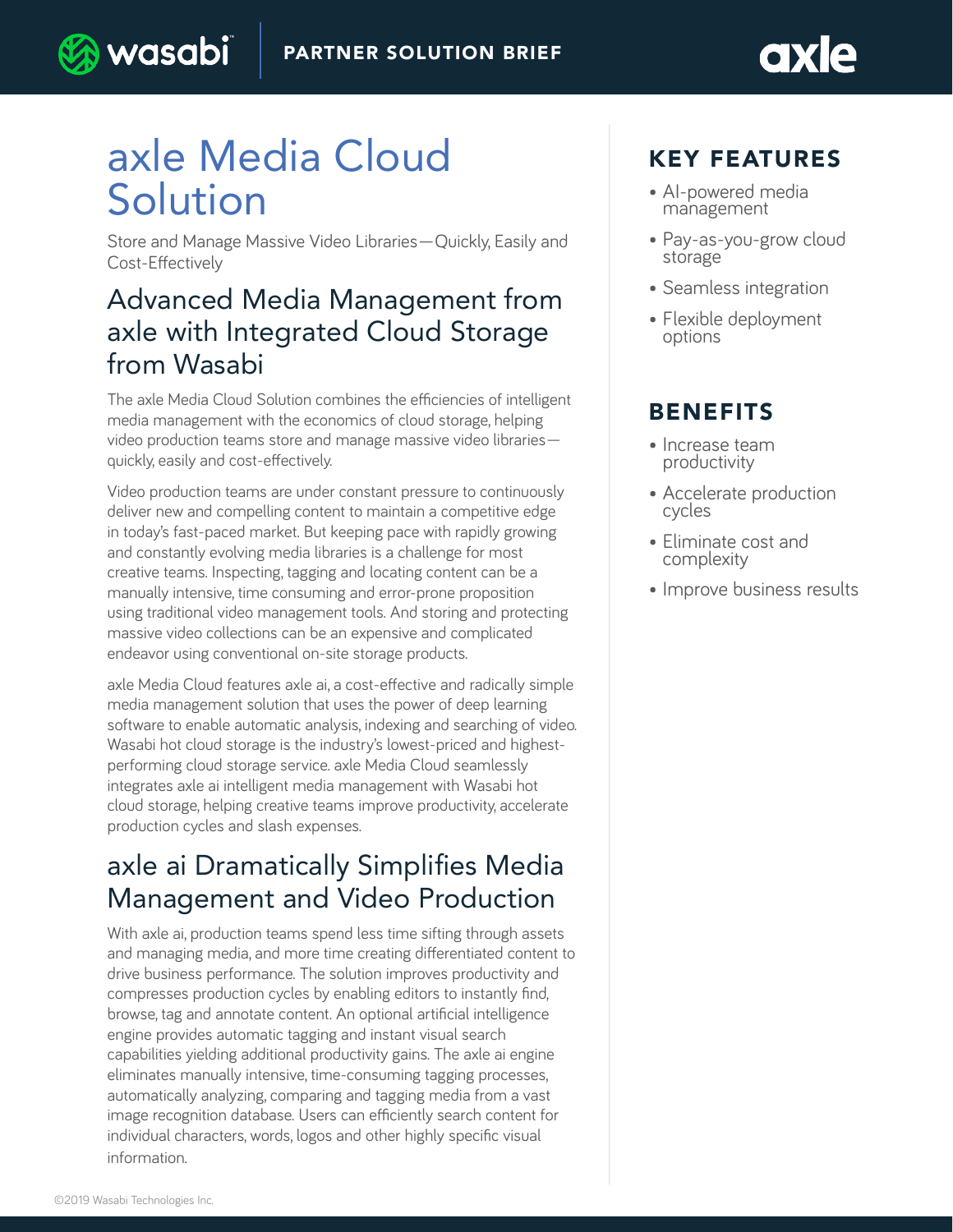PARTNER SOLUTION BRIEF

# axle Media Cloud Solution

Store and Manage Massive Video Libraries—Quickly, Easily and Cost-Effectively

## Advanced Media Management from axle with Integrated Cloud Storage from Wasabi

The axle Media Cloud Solution combines the efficiencies of intelligent media management with the economics of cloud storage, helping video production teams store and manage massive video libraries—quickly, easily and cost-effectively.

Video production teams are under constant pressure to continuously deliver new and compelling content to maintain a competitive edge in today's fast-paced market. But keeping pace with rapidly growing and constantly evolving media libraries is a challenge for most creative teams. Inspecting, tagging and locating content can be a manually intensive, time consuming and error-prone proposition using traditional video management tools. And storing and protecting massive video collections can be an expensive and complicated endeavor using conventional on-site storage products.

axle Media Cloud features axle ai, a cost-effective and radically simple media management solution that uses the power of deep learning software to enable automatic analysis, indexing and searching of video. Wasabi hot cloud storage is the industry's lowest-priced and highest-performing cloud storage service. axle Media Cloud seamlessly integrates axle ai intelligent media management with Wasabi hot cloud storage, helping creative teams improve productivity, accelerate production cycles and slash expenses.

## axle ai Dramatically Simplifies Media Management and Video Production

With axle ai, production teams spend less time sifting through assets and managing media, and more time creating differentiated content to drive business performance. The solution improves productivity and compresses production cycles by enabling editors to instantly find, browse, tag and annotate content. An optional artificial intelligence engine provides automatic tagging and instant visual search capabilities yielding additional productivity gains. The axle ai engine eliminates manually intensive, time-consuming tagging processes, automatically analyzing, comparing and tagging media from a vast image recognition database. Users can efficiently search content for individual characters, words, logos and other highly specific visual information.

## KEY FEATURES

- AI-powered media management
- Pay-as-you-grow cloud storage
- Seamless integration
- Flexible deployment options

## BENEFITS

- Increase team productivity
- Accelerate production cycles
- Eliminate cost and complexity
- Improve business results

©2019 Wasabi Technologies Inc.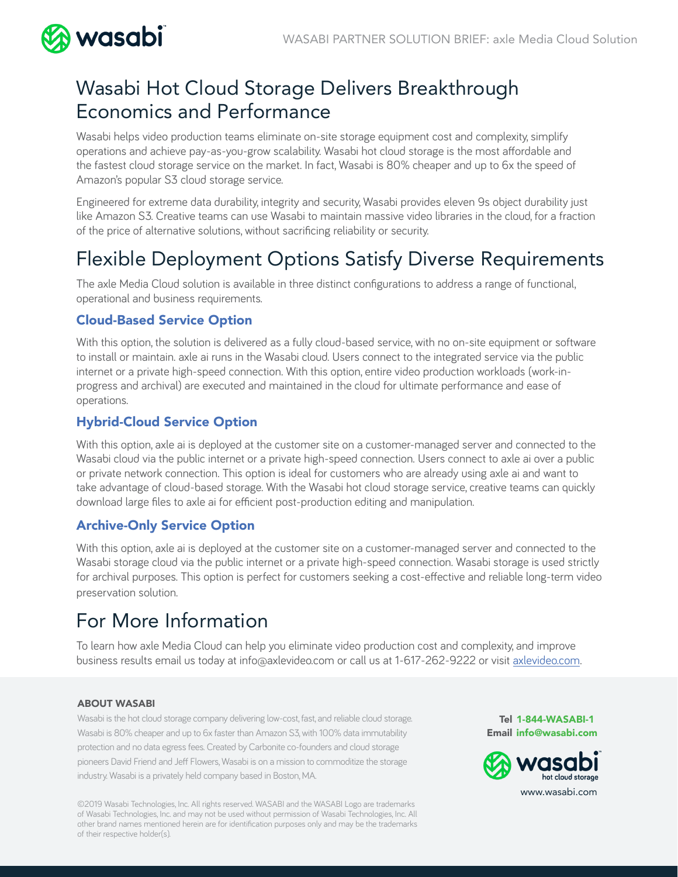# Wasabi Hot Cloud Storage Delivers Breakthrough Economics and Performance

Wasabi helps video production teams eliminate on-site storage equipment cost and complexity, simplify operations and achieve pay-as-you-grow scalability. Wasabi hot cloud storage is the most affordable and the fastest cloud storage service on the market. In fact, Wasabi is 80% cheaper and up to 6x the speed of Amazon's popular S3 cloud storage service.

Engineered for extreme data durability, integrity and security, Wasabi provides eleven 9s object durability just like Amazon S3. Creative teams can use Wasabi to maintain massive video libraries in the cloud, for a fraction of the price of alternative solutions, without sacrificing reliability or security.

# Flexible Deployment Options Satisfy Diverse Requirements

The axle Media Cloud solution is available in three distinct configurations to address a range of functional, operational and business requirements.

### Cloud-Based Service Option

With this option, the solution is delivered as a fully cloud-based service, with no on-site equipment or software to install or maintain. axle ai runs in the Wasabi cloud. Users connect to the integrated service via the public internet or a private high-speed connection. With this option, entire video production workloads (work-in-progress and archival) are executed and maintained in the cloud for ultimate performance and ease of operations.

### Hybrid-Cloud Service Option

With this option, axle ai is deployed at the customer site on a customer-managed server and connected to the Wasabi cloud via the public internet or a private high-speed connection. Users connect to axle ai over a public or private network connection. This option is ideal for customers who are already using axle ai and want to take advantage of cloud-based storage. With the Wasabi hot cloud storage service, creative teams can quickly download large files to axle ai for efficient post-production editing and manipulation.

### Archive-Only Service Option

With this option, axle ai is deployed at the customer site on a customer-managed server and connected to the Wasabi storage cloud via the public internet or a private high-speed connection. Wasabi storage is used strictly for archival purposes. This option is perfect for customers seeking a cost-effective and reliable long-term video preservation solution.

# For More Information

To learn how axle Media Cloud can help you eliminate video production cost and complexity, and improve business results email us today at info@axlevideo.com or call us at 1-617-262-9222 or visit [axlevideo.com](axlevideo.com).

**ABOUT WASABI**

Wasabi is the hot cloud storage company delivering low-cost, fast, and reliable cloud storage. Wasabi is 80% cheaper and up to 6x faster than Amazon S3, with 100% data immutability protection and no data egress fees. Created by Carbonite co-founders and cloud storage pioneers David Friend and Jeff Flowers, Wasabi is on a mission to commoditize the storage industry. Wasabi is a privately held company based in Boston, MA.

©2019 Wasabi Technologies, Inc. All rights reserved. WASABI and the WASABI Logo are trademarks of Wasabi Technologies, Inc. and may not be used without permission of Wasabi Technologies, Inc. All other brand names mentioned herein are for identification purposes only and may be the trademarks of their respective holder(s).

**Tel** 1-844-WASABI-1
**Email** info@wasabi.com

wasabi hot cloud storage

www.wasabi.com